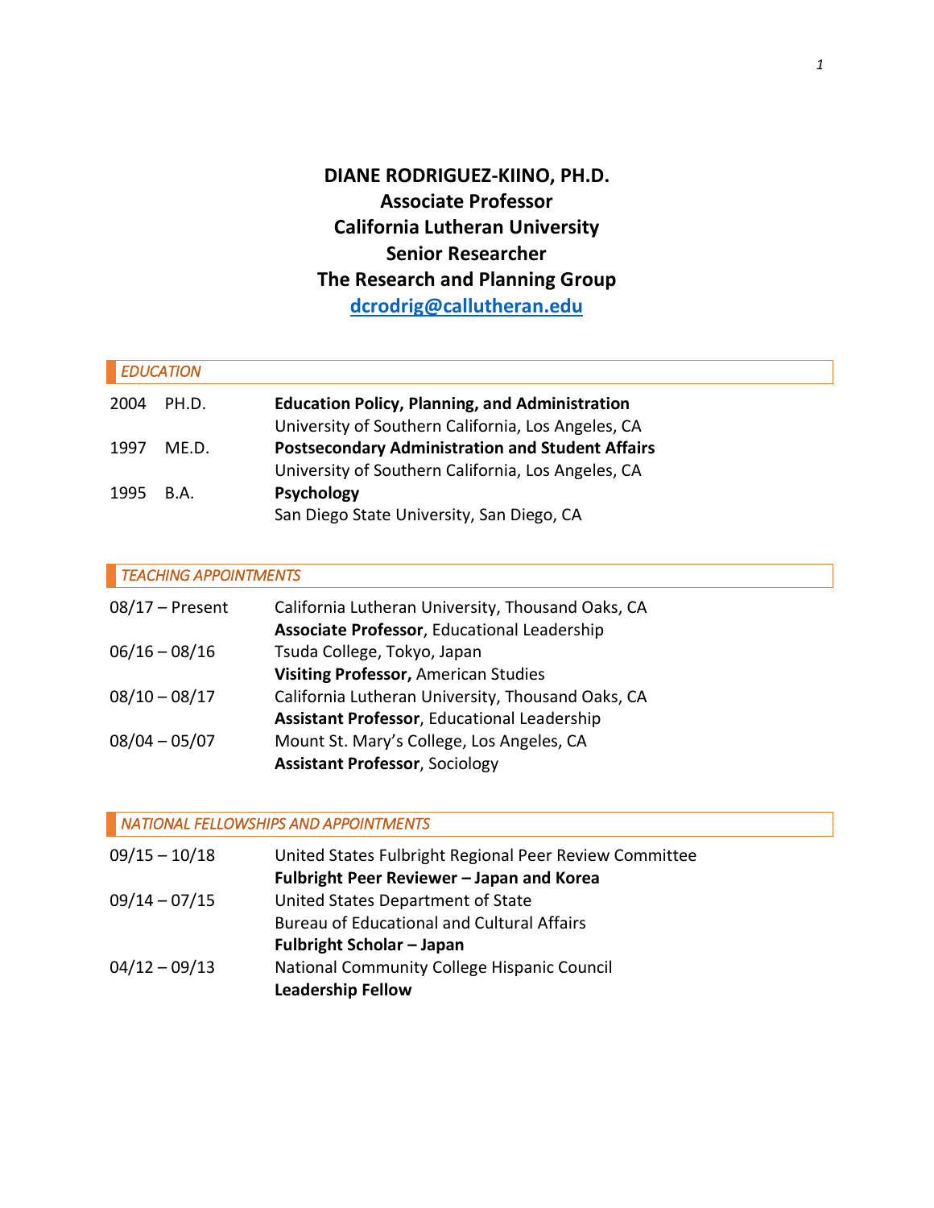**DIANE RODRIGUEZ-KIINO, PH.D.**
**Associate Professor**
**California Lutheran University**
**Senior Researcher**
**The Research and Planning Group**
**dcrodrig@callutheran.edu**

## *EDUCATION*

| | | |
|---|---|---|
| 2004 | PH.D. | **Education Policy, Planning, and Administration**<br>University of Southern California, Los Angeles, CA |
| 1997 | ME.D. | **Postsecondary Administration and Student Affairs**<br>University of Southern California, Los Angeles, CA |
| 1995 | B.A. | **Psychology**<br>San Diego State University, San Diego, CA |

## *TEACHING APPOINTMENTS*

| | |
|---|---|
| 08/17 – Present | California Lutheran University, Thousand Oaks, CA<br>**Associate Professor**, Educational Leadership |
| 06/16 – 08/16 | Tsuda College, Tokyo, Japan<br>**Visiting Professor,** American Studies |
| 08/10 – 08/17 | California Lutheran University, Thousand Oaks, CA<br>**Assistant Professor**, Educational Leadership |
| 08/04 – 05/07 | Mount St. Mary's College, Los Angeles, CA<br>**Assistant Professor**, Sociology |

## *NATIONAL FELLOWSHIPS AND APPOINTMENTS*

| | |
|---|---|
| 09/15 – 10/18 | United States Fulbright Regional Peer Review Committee<br>**Fulbright Peer Reviewer – Japan and Korea** |
| 09/14 – 07/15 | United States Department of State<br>Bureau of Educational and Cultural Affairs<br>**Fulbright Scholar – Japan** |
| 04/12 – 09/13 | National Community College Hispanic Council<br>**Leadership Fellow** |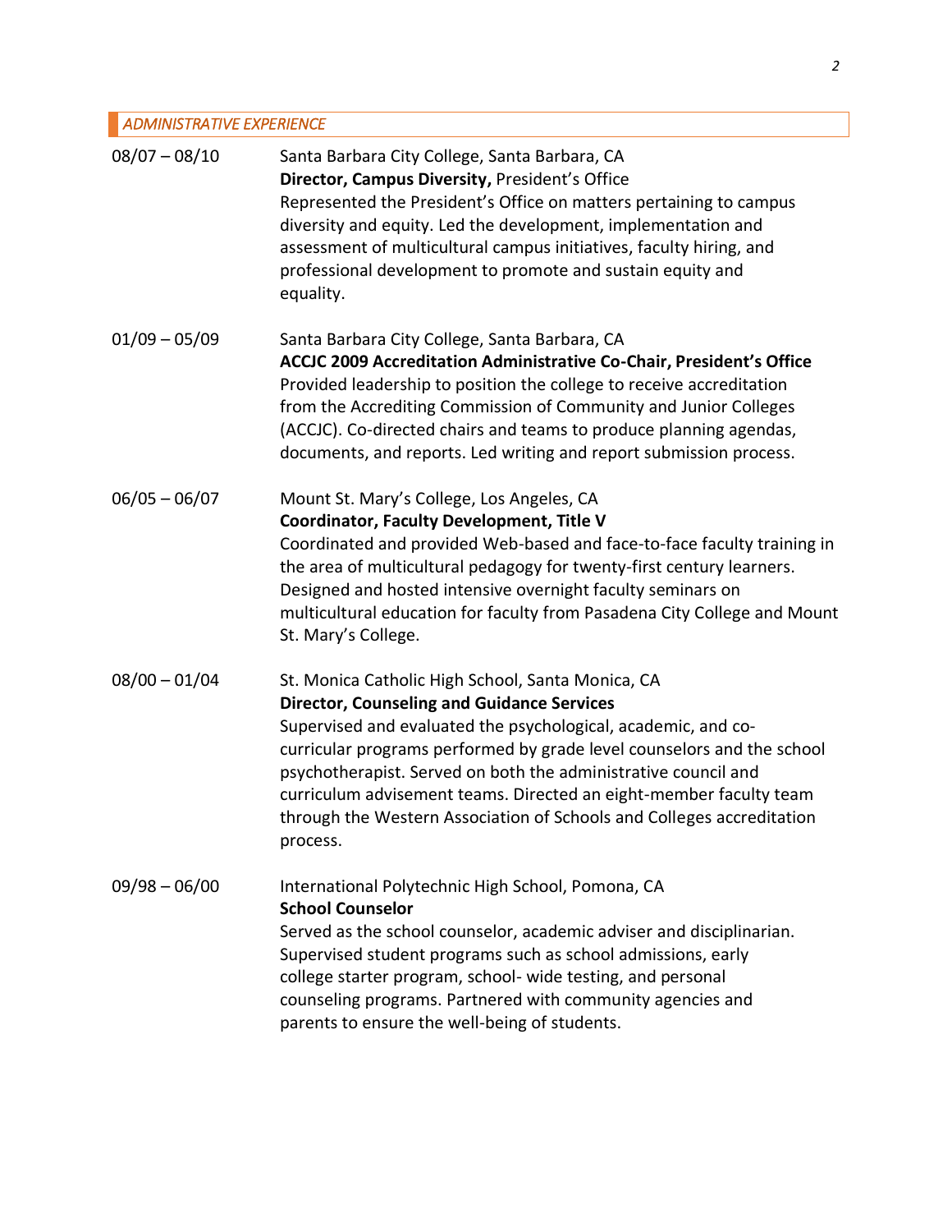## *ADMINISTRATIVE EXPERIENCE*

08/07 – 08/10

Santa Barbara City College, Santa Barbara, CA
**Director, Campus Diversity,** President's Office
Represented the President's Office on matters pertaining to campus diversity and equity. Led the development, implementation and assessment of multicultural campus initiatives, faculty hiring, and professional development to promote and sustain equity and equality.

01/09 – 05/09

Santa Barbara City College, Santa Barbara, CA
**ACCJC 2009 Accreditation Administrative Co-Chair, President's Office**
Provided leadership to position the college to receive accreditation from the Accrediting Commission of Community and Junior Colleges (ACCJC). Co-directed chairs and teams to produce planning agendas, documents, and reports. Led writing and report submission process.

06/05 – 06/07

Mount St. Mary's College, Los Angeles, CA
**Coordinator, Faculty Development, Title V**
Coordinated and provided Web-based and face-to-face faculty training in the area of multicultural pedagogy for twenty-first century learners. Designed and hosted intensive overnight faculty seminars on multicultural education for faculty from Pasadena City College and Mount St. Mary's College.

08/00 – 01/04

St. Monica Catholic High School, Santa Monica, CA
**Director, Counseling and Guidance Services**
Supervised and evaluated the psychological, academic, and co-curricular programs performed by grade level counselors and the school psychotherapist. Served on both the administrative council and curriculum advisement teams. Directed an eight-member faculty team through the Western Association of Schools and Colleges accreditation process.

09/98 – 06/00

International Polytechnic High School, Pomona, CA
**School Counselor**
Served as the school counselor, academic adviser and disciplinarian. Supervised student programs such as school admissions, early college starter program, school- wide testing, and personal counseling programs. Partnered with community agencies and parents to ensure the well-being of students.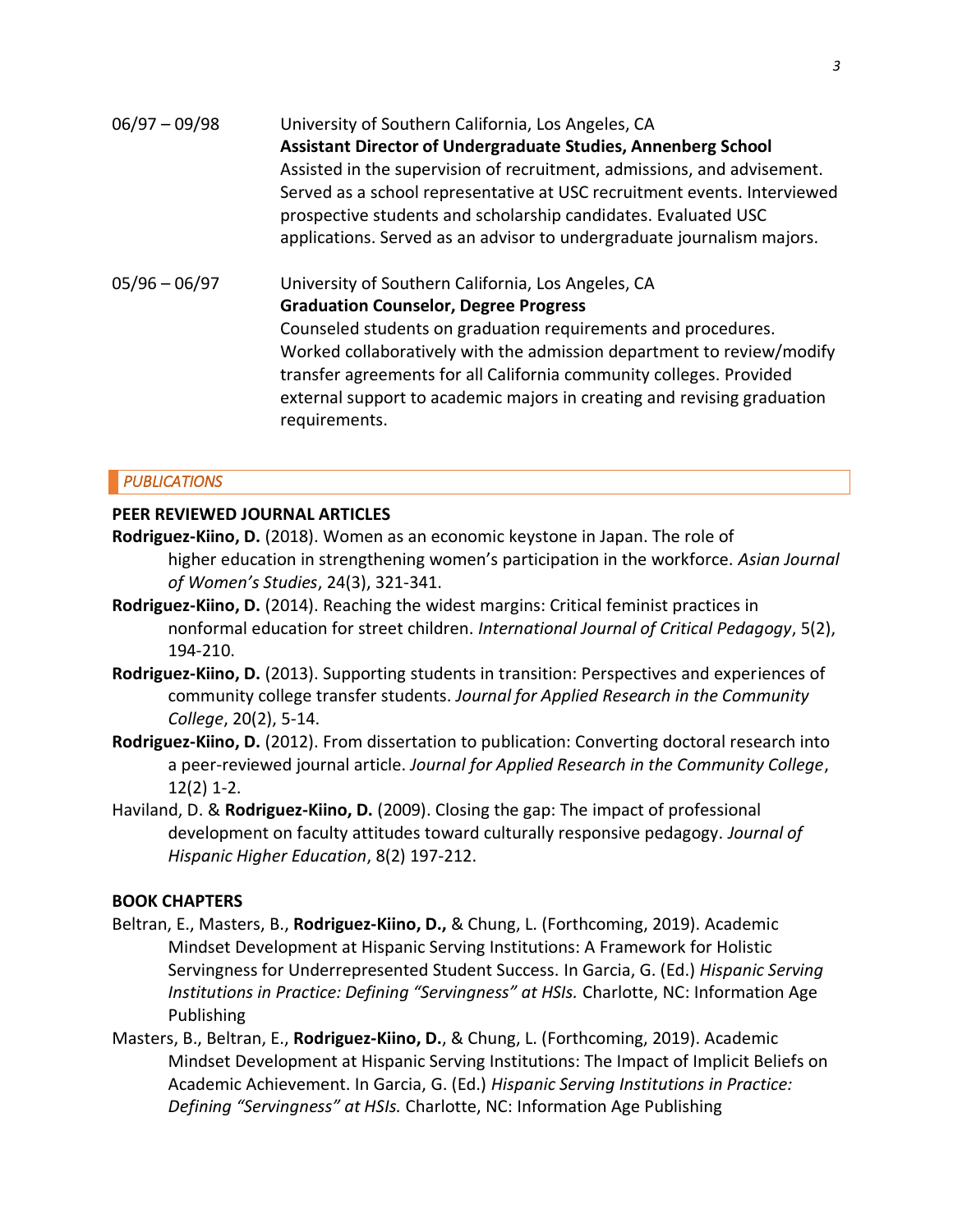06/97 – 09/98 University of Southern California, Los Angeles, CA
**Assistant Director of Undergraduate Studies, Annenberg School**
Assisted in the supervision of recruitment, admissions, and advisement. Served as a school representative at USC recruitment events. Interviewed prospective students and scholarship candidates. Evaluated USC applications. Served as an advisor to undergraduate journalism majors.

05/96 – 06/97 University of Southern California, Los Angeles, CA
**Graduation Counselor, Degree Progress**
Counseled students on graduation requirements and procedures. Worked collaboratively with the admission department to review/modify transfer agreements for all California community colleges. Provided external support to academic majors in creating and revising graduation requirements.

## *PUBLICATIONS*

### PEER REVIEWED JOURNAL ARTICLES

**Rodriguez-Kiino, D.** (2018). Women as an economic keystone in Japan. The role of higher education in strengthening women's participation in the workforce. *Asian Journal of Women's Studies*, 24(3), 321-341.

**Rodriguez-Kiino, D.** (2014). Reaching the widest margins: Critical feminist practices in nonformal education for street children. *International Journal of Critical Pedagogy*, 5(2), 194-210.

**Rodriguez-Kiino, D.** (2013). Supporting students in transition: Perspectives and experiences of community college transfer students. *Journal for Applied Research in the Community College*, 20(2), 5-14.

**Rodriguez-Kiino, D.** (2012). From dissertation to publication: Converting doctoral research into a peer-reviewed journal article. *Journal for Applied Research in the Community College*, 12(2) 1-2.

Haviland, D. & **Rodriguez-Kiino, D.** (2009). Closing the gap: The impact of professional development on faculty attitudes toward culturally responsive pedagogy. *Journal of Hispanic Higher Education*, 8(2) 197-212.

### BOOK CHAPTERS

Beltran, E., Masters, B., **Rodriguez-Kiino, D.,** & Chung, L. (Forthcoming, 2019). Academic Mindset Development at Hispanic Serving Institutions: A Framework for Holistic Servingness for Underrepresented Student Success. In Garcia, G. (Ed.) *Hispanic Serving Institutions in Practice: Defining "Servingness" at HSIs.* Charlotte, NC: Information Age Publishing

Masters, B., Beltran, E., **Rodriguez-Kiino, D.**, & Chung, L. (Forthcoming, 2019). Academic Mindset Development at Hispanic Serving Institutions: The Impact of Implicit Beliefs on Academic Achievement. In Garcia, G. (Ed.) *Hispanic Serving Institutions in Practice: Defining "Servingness" at HSIs.* Charlotte, NC: Information Age Publishing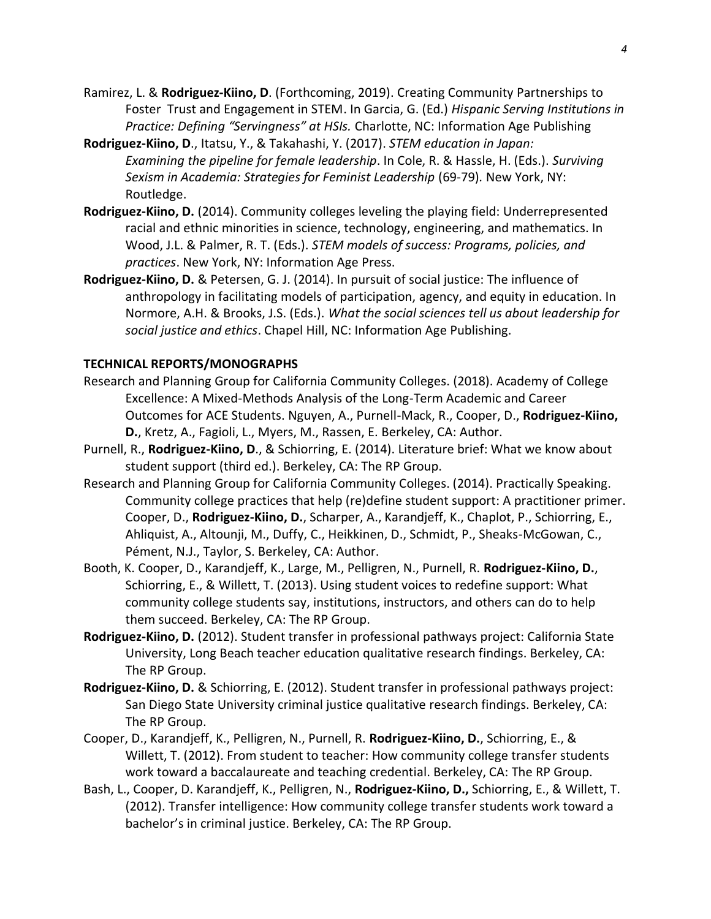Ramirez, L. & **Rodriguez-Kiino, D**. (Forthcoming, 2019). Creating Community Partnerships to Foster Trust and Engagement in STEM. In Garcia, G. (Ed.) *Hispanic Serving Institutions in Practice: Defining "Servingness" at HSIs.* Charlotte, NC: Information Age Publishing

**Rodriguez-Kiino, D**., Itatsu, Y., & Takahashi, Y. (2017). *STEM education in Japan: Examining the pipeline for female leadership*. In Cole, R. & Hassle, H. (Eds.). *Surviving Sexism in Academia: Strategies for Feminist Leadership* (69-79). New York, NY: Routledge.

**Rodriguez-Kiino, D.** (2014). Community colleges leveling the playing field: Underrepresented racial and ethnic minorities in science, technology, engineering, and mathematics. In Wood, J.L. & Palmer, R. T. (Eds.). *STEM models of success: Programs, policies, and practices*. New York, NY: Information Age Press.

**Rodriguez-Kiino, D.** & Petersen, G. J. (2014). In pursuit of social justice: The influence of anthropology in facilitating models of participation, agency, and equity in education. In Normore, A.H. & Brooks, J.S. (Eds.). *What the social sciences tell us about leadership for social justice and ethics*. Chapel Hill, NC: Information Age Publishing.

**TECHNICAL REPORTS/MONOGRAPHS**

Research and Planning Group for California Community Colleges. (2018). Academy of College Excellence: A Mixed-Methods Analysis of the Long-Term Academic and Career Outcomes for ACE Students. Nguyen, A., Purnell-Mack, R., Cooper, D., **Rodriguez-Kiino, D.**, Kretz, A., Fagioli, L., Myers, M., Rassen, E. Berkeley, CA: Author.

Purnell, R., **Rodriguez-Kiino, D**., & Schiorring, E. (2014). Literature brief: What we know about student support (third ed.). Berkeley, CA: The RP Group.

Research and Planning Group for California Community Colleges. (2014). Practically Speaking. Community college practices that help (re)define student support: A practitioner primer. Cooper, D., **Rodriguez-Kiino, D.**, Scharper, A., Karandjeff, K., Chaplot, P., Schiorring, E., Ahliquist, A., Altounji, M., Duffy, C., Heikkinen, D., Schmidt, P., Sheaks-McGowan, C., Pément, N.J., Taylor, S. Berkeley, CA: Author.

Booth, K. Cooper, D., Karandjeff, K., Large, M., Pelligren, N., Purnell, R. **Rodriguez-Kiino, D.**, Schiorring, E., & Willett, T. (2013). Using student voices to redefine support: What community college students say, institutions, instructors, and others can do to help them succeed. Berkeley, CA: The RP Group.

**Rodriguez-Kiino, D.** (2012). Student transfer in professional pathways project: California State University, Long Beach teacher education qualitative research findings. Berkeley, CA: The RP Group.

**Rodriguez-Kiino, D.** & Schiorring, E. (2012). Student transfer in professional pathways project: San Diego State University criminal justice qualitative research findings. Berkeley, CA: The RP Group.

Cooper, D., Karandjeff, K., Pelligren, N., Purnell, R. **Rodriguez-Kiino, D.**, Schiorring, E., & Willett, T. (2012). From student to teacher: How community college transfer students work toward a baccalaureate and teaching credential. Berkeley, CA: The RP Group.

Bash, L., Cooper, D. Karandjeff, K., Pelligren, N., **Rodriguez-Kiino, D.,** Schiorring, E., & Willett, T. (2012). Transfer intelligence: How community college transfer students work toward a bachelor's in criminal justice. Berkeley, CA: The RP Group.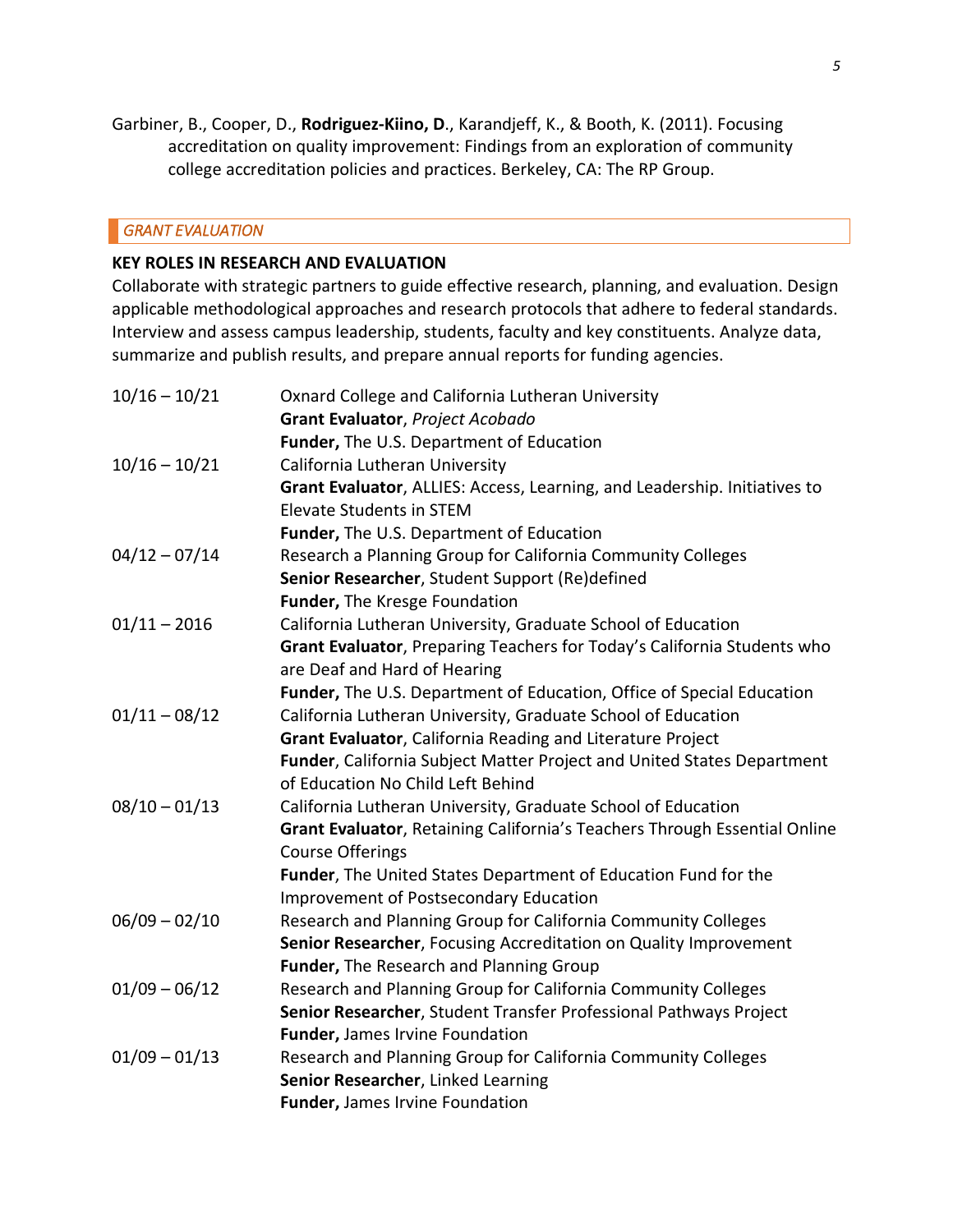Garbiner, B., Cooper, D., **Rodriguez-Kiino, D**., Karandjeff, K., & Booth, K. (2011). Focusing accreditation on quality improvement: Findings from an exploration of community college accreditation policies and practices. Berkeley, CA: The RP Group.

## *GRANT EVALUATION*

**KEY ROLES IN RESEARCH AND EVALUATION**

Collaborate with strategic partners to guide effective research, planning, and evaluation. Design applicable methodological approaches and research protocols that adhere to federal standards. Interview and assess campus leadership, students, faculty and key constituents. Analyze data, summarize and publish results, and prepare annual reports for funding agencies.

| | |
|---|---|
| 10/16 – 10/21 | Oxnard College and California Lutheran University<br>**Grant Evaluator**, *Project Acobado*<br>**Funder,** The U.S. Department of Education |
| 10/16 – 10/21 | California Lutheran University<br>**Grant Evaluator**, ALLIES: Access, Learning, and Leadership. Initiatives to Elevate Students in STEM<br>**Funder,** The U.S. Department of Education |
| 04/12 – 07/14 | Research a Planning Group for California Community Colleges<br>**Senior Researcher**, Student Support (Re)defined<br>**Funder,** The Kresge Foundation |
| 01/11 – 2016 | California Lutheran University, Graduate School of Education<br>**Grant Evaluator**, Preparing Teachers for Today's California Students who are Deaf and Hard of Hearing<br>**Funder,** The U.S. Department of Education, Office of Special Education |
| 01/11 – 08/12 | California Lutheran University, Graduate School of Education<br>**Grant Evaluator**, California Reading and Literature Project<br>**Funder**, California Subject Matter Project and United States Department of Education No Child Left Behind |
| 08/10 – 01/13 | California Lutheran University, Graduate School of Education<br>**Grant Evaluator**, Retaining California's Teachers Through Essential Online Course Offerings<br>**Funder**, The United States Department of Education Fund for the Improvement of Postsecondary Education |
| 06/09 – 02/10 | Research and Planning Group for California Community Colleges<br>**Senior Researcher**, Focusing Accreditation on Quality Improvement<br>**Funder,** The Research and Planning Group |
| 01/09 – 06/12 | Research and Planning Group for California Community Colleges<br>**Senior Researcher**, Student Transfer Professional Pathways Project<br>**Funder,** James Irvine Foundation |
| 01/09 – 01/13 | Research and Planning Group for California Community Colleges<br>**Senior Researcher**, Linked Learning<br>**Funder,** James Irvine Foundation |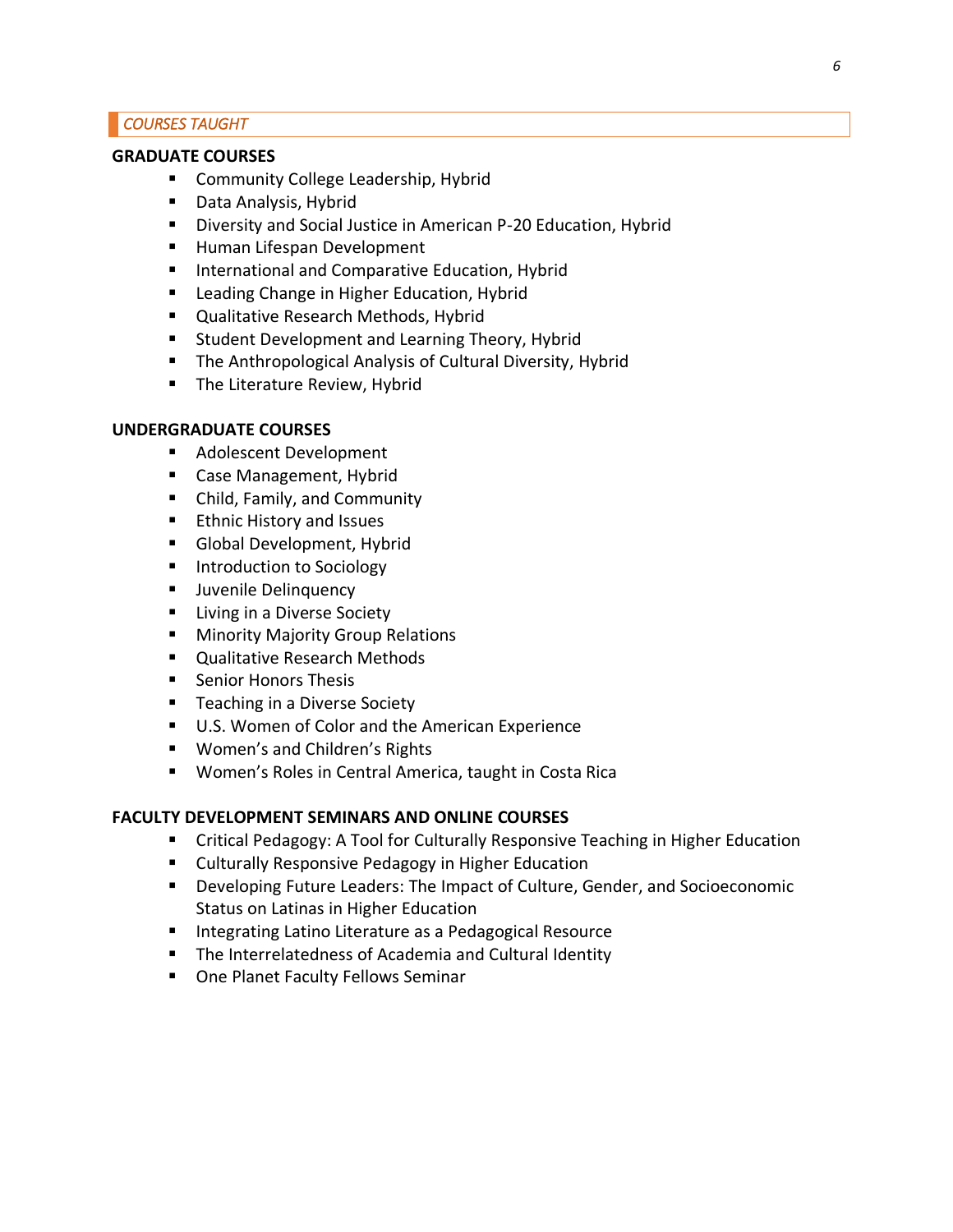## *COURSES TAUGHT*

**GRADUATE COURSES**

- Community College Leadership, Hybrid
- Data Analysis, Hybrid
- Diversity and Social Justice in American P-20 Education, Hybrid
- Human Lifespan Development
- International and Comparative Education, Hybrid
- Leading Change in Higher Education, Hybrid
- Qualitative Research Methods, Hybrid
- Student Development and Learning Theory, Hybrid
- The Anthropological Analysis of Cultural Diversity, Hybrid
- The Literature Review, Hybrid

**UNDERGRADUATE COURSES**

- Adolescent Development
- Case Management, Hybrid
- Child, Family, and Community
- Ethnic History and Issues
- Global Development, Hybrid
- Introduction to Sociology
- Juvenile Delinquency
- Living in a Diverse Society
- Minority Majority Group Relations
- Qualitative Research Methods
- Senior Honors Thesis
- Teaching in a Diverse Society
- U.S. Women of Color and the American Experience
- Women's and Children's Rights
- Women's Roles in Central America, taught in Costa Rica

**FACULTY DEVELOPMENT SEMINARS AND ONLINE COURSES**

- Critical Pedagogy: A Tool for Culturally Responsive Teaching in Higher Education
- Culturally Responsive Pedagogy in Higher Education
- Developing Future Leaders: The Impact of Culture, Gender, and Socioeconomic Status on Latinas in Higher Education
- Integrating Latino Literature as a Pedagogical Resource
- The Interrelatedness of Academia and Cultural Identity
- One Planet Faculty Fellows Seminar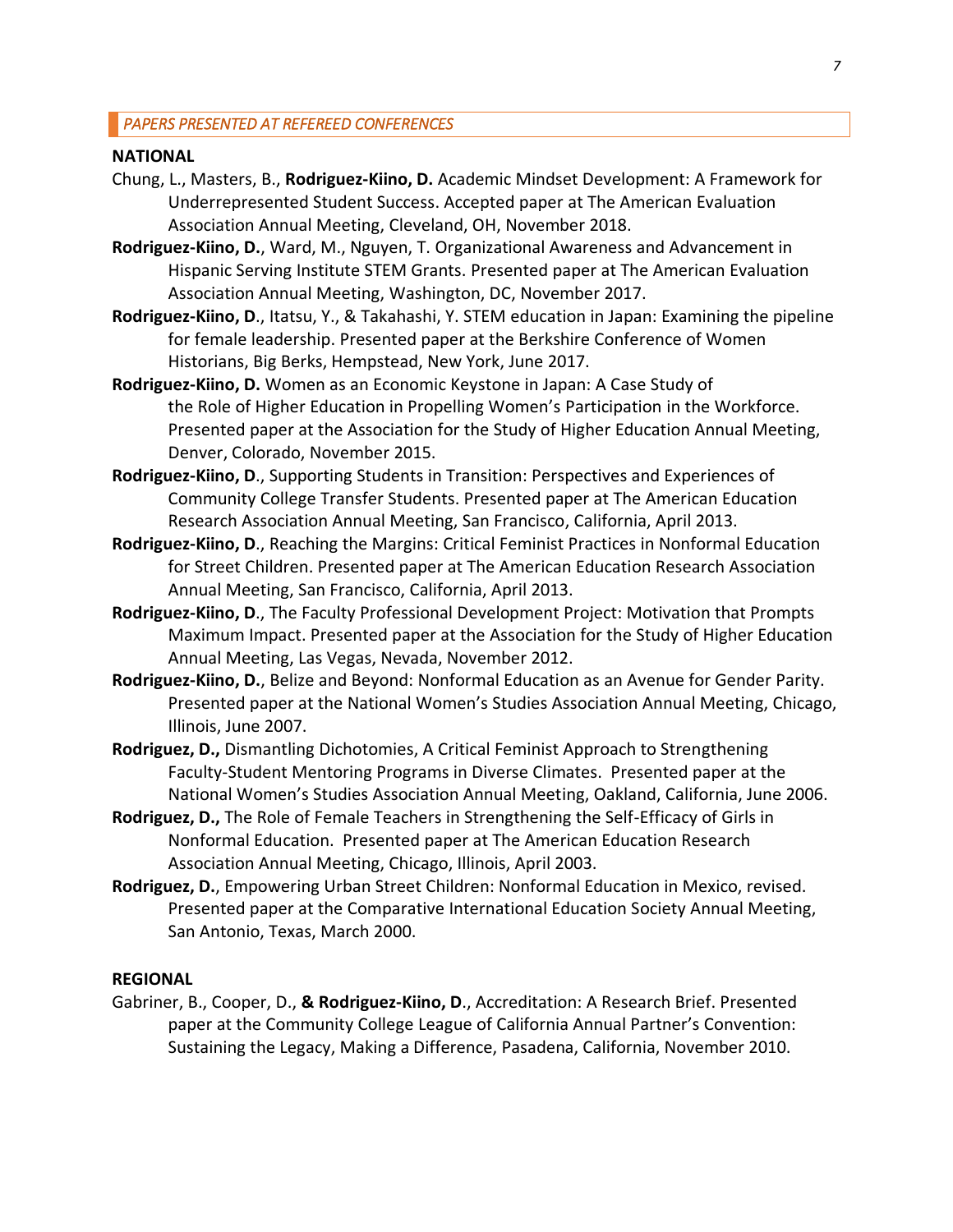## *PAPERS PRESENTED AT REFEREED CONFERENCES*

### NATIONAL

Chung, L., Masters, B., **Rodriguez-Kiino, D.** Academic Mindset Development: A Framework for Underrepresented Student Success. Accepted paper at The American Evaluation Association Annual Meeting, Cleveland, OH, November 2018.

**Rodriguez-Kiino, D.**, Ward, M., Nguyen, T. Organizational Awareness and Advancement in Hispanic Serving Institute STEM Grants. Presented paper at The American Evaluation Association Annual Meeting, Washington, DC, November 2017.

**Rodriguez-Kiino, D**., Itatsu, Y., & Takahashi, Y. STEM education in Japan: Examining the pipeline for female leadership. Presented paper at the Berkshire Conference of Women Historians, Big Berks, Hempstead, New York, June 2017.

**Rodriguez-Kiino, D.** Women as an Economic Keystone in Japan: A Case Study of the Role of Higher Education in Propelling Women's Participation in the Workforce. Presented paper at the Association for the Study of Higher Education Annual Meeting, Denver, Colorado, November 2015.

**Rodriguez-Kiino, D**., Supporting Students in Transition: Perspectives and Experiences of Community College Transfer Students. Presented paper at The American Education Research Association Annual Meeting, San Francisco, California, April 2013.

**Rodriguez-Kiino, D**., Reaching the Margins: Critical Feminist Practices in Nonformal Education for Street Children. Presented paper at The American Education Research Association Annual Meeting, San Francisco, California, April 2013.

**Rodriguez-Kiino, D**., The Faculty Professional Development Project: Motivation that Prompts Maximum Impact. Presented paper at the Association for the Study of Higher Education Annual Meeting, Las Vegas, Nevada, November 2012.

**Rodriguez-Kiino, D.**, Belize and Beyond: Nonformal Education as an Avenue for Gender Parity. Presented paper at the National Women's Studies Association Annual Meeting, Chicago, Illinois, June 2007.

**Rodriguez, D.,** Dismantling Dichotomies, A Critical Feminist Approach to Strengthening Faculty-Student Mentoring Programs in Diverse Climates. Presented paper at the National Women's Studies Association Annual Meeting, Oakland, California, June 2006.

**Rodriguez, D.,** The Role of Female Teachers in Strengthening the Self-Efficacy of Girls in Nonformal Education. Presented paper at The American Education Research Association Annual Meeting, Chicago, Illinois, April 2003.

**Rodriguez, D.**, Empowering Urban Street Children: Nonformal Education in Mexico, revised. Presented paper at the Comparative International Education Society Annual Meeting, San Antonio, Texas, March 2000.

### REGIONAL

Gabriner, B., Cooper, D., **& Rodriguez-Kiino, D**., Accreditation: A Research Brief. Presented paper at the Community College League of California Annual Partner's Convention: Sustaining the Legacy, Making a Difference, Pasadena, California, November 2010.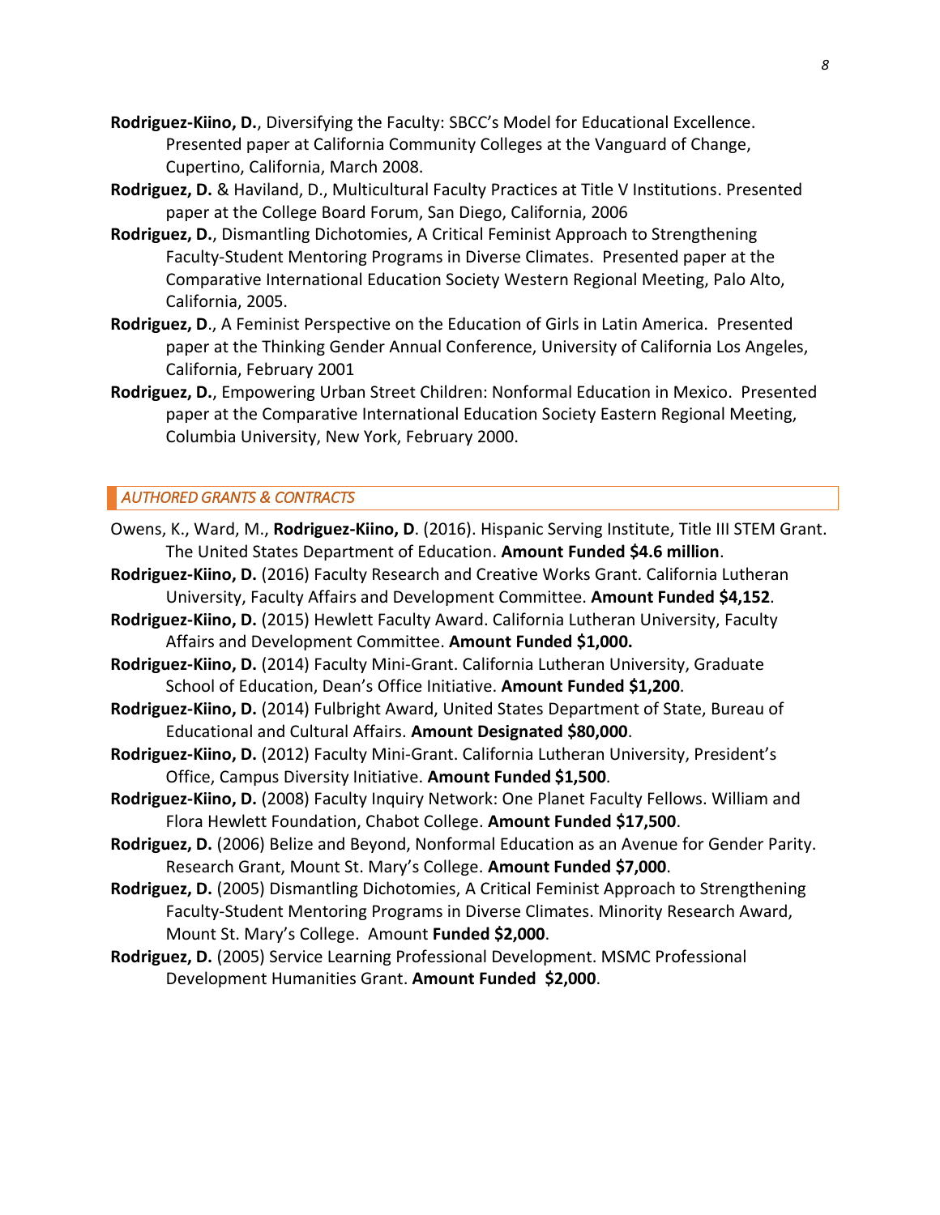**Rodriguez-Kiino, D.**, Diversifying the Faculty: SBCC's Model for Educational Excellence. Presented paper at California Community Colleges at the Vanguard of Change, Cupertino, California, March 2008.

**Rodriguez, D.** & Haviland, D., Multicultural Faculty Practices at Title V Institutions. Presented paper at the College Board Forum, San Diego, California, 2006

**Rodriguez, D.**, Dismantling Dichotomies, A Critical Feminist Approach to Strengthening Faculty-Student Mentoring Programs in Diverse Climates. Presented paper at the Comparative International Education Society Western Regional Meeting, Palo Alto, California, 2005.

**Rodriguez, D**., A Feminist Perspective on the Education of Girls in Latin America. Presented paper at the Thinking Gender Annual Conference, University of California Los Angeles, California, February 2001

**Rodriguez, D.**, Empowering Urban Street Children: Nonformal Education in Mexico. Presented paper at the Comparative International Education Society Eastern Regional Meeting, Columbia University, New York, February 2000.

## *AUTHORED GRANTS & CONTRACTS*

Owens, K., Ward, M., **Rodriguez-Kiino, D**. (2016). Hispanic Serving Institute, Title III STEM Grant. The United States Department of Education. **Amount Funded $4.6 million**.

**Rodriguez-Kiino, D.** (2016) Faculty Research and Creative Works Grant. California Lutheran University, Faculty Affairs and Development Committee. **Amount Funded $4,152**.

**Rodriguez-Kiino, D.** (2015) Hewlett Faculty Award. California Lutheran University, Faculty Affairs and Development Committee. **Amount Funded $1,000.**

**Rodriguez-Kiino, D.** (2014) Faculty Mini-Grant. California Lutheran University, Graduate School of Education, Dean's Office Initiative. **Amount Funded $1,200**.

**Rodriguez-Kiino, D.** (2014) Fulbright Award, United States Department of State, Bureau of Educational and Cultural Affairs. **Amount Designated $80,000**.

**Rodriguez-Kiino, D.** (2012) Faculty Mini-Grant. California Lutheran University, President's Office, Campus Diversity Initiative. **Amount Funded $1,500**.

**Rodriguez-Kiino, D.** (2008) Faculty Inquiry Network: One Planet Faculty Fellows. William and Flora Hewlett Foundation, Chabot College. **Amount Funded $17,500**.

**Rodriguez, D.** (2006) Belize and Beyond, Nonformal Education as an Avenue for Gender Parity. Research Grant, Mount St. Mary's College. **Amount Funded $7,000**.

**Rodriguez, D.** (2005) Dismantling Dichotomies, A Critical Feminist Approach to Strengthening Faculty-Student Mentoring Programs in Diverse Climates. Minority Research Award, Mount St. Mary's College. Amount **Funded $2,000**.

**Rodriguez, D.** (2005) Service Learning Professional Development. MSMC Professional Development Humanities Grant. **Amount Funded $2,000**.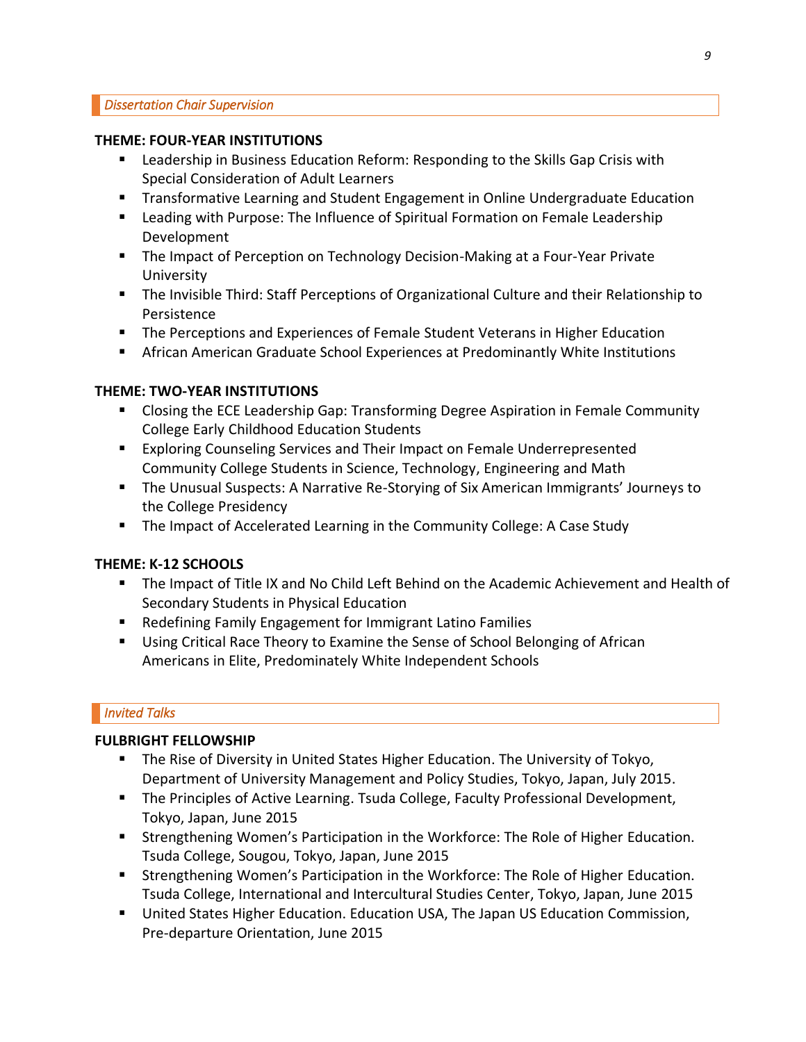## *Dissertation Chair Supervision*

**THEME: FOUR-YEAR INSTITUTIONS**

- Leadership in Business Education Reform: Responding to the Skills Gap Crisis with Special Consideration of Adult Learners
- Transformative Learning and Student Engagement in Online Undergraduate Education
- Leading with Purpose: The Influence of Spiritual Formation on Female Leadership Development
- The Impact of Perception on Technology Decision-Making at a Four-Year Private University
- The Invisible Third: Staff Perceptions of Organizational Culture and their Relationship to Persistence
- The Perceptions and Experiences of Female Student Veterans in Higher Education
- African American Graduate School Experiences at Predominantly White Institutions

**THEME: TWO-YEAR INSTITUTIONS**

- Closing the ECE Leadership Gap: Transforming Degree Aspiration in Female Community College Early Childhood Education Students
- Exploring Counseling Services and Their Impact on Female Underrepresented Community College Students in Science, Technology, Engineering and Math
- The Unusual Suspects: A Narrative Re-Storying of Six American Immigrants' Journeys to the College Presidency
- The Impact of Accelerated Learning in the Community College: A Case Study

**THEME: K-12 SCHOOLS**

- The Impact of Title IX and No Child Left Behind on the Academic Achievement and Health of Secondary Students in Physical Education
- Redefining Family Engagement for Immigrant Latino Families
- Using Critical Race Theory to Examine the Sense of School Belonging of African Americans in Elite, Predominately White Independent Schools

## *Invited Talks*

**FULBRIGHT FELLOWSHIP**

- The Rise of Diversity in United States Higher Education. The University of Tokyo, Department of University Management and Policy Studies, Tokyo, Japan, July 2015.
- The Principles of Active Learning. Tsuda College, Faculty Professional Development, Tokyo, Japan, June 2015
- Strengthening Women's Participation in the Workforce: The Role of Higher Education. Tsuda College, Sougou, Tokyo, Japan, June 2015
- Strengthening Women's Participation in the Workforce: The Role of Higher Education. Tsuda College, International and Intercultural Studies Center, Tokyo, Japan, June 2015
- United States Higher Education. Education USA, The Japan US Education Commission, Pre-departure Orientation, June 2015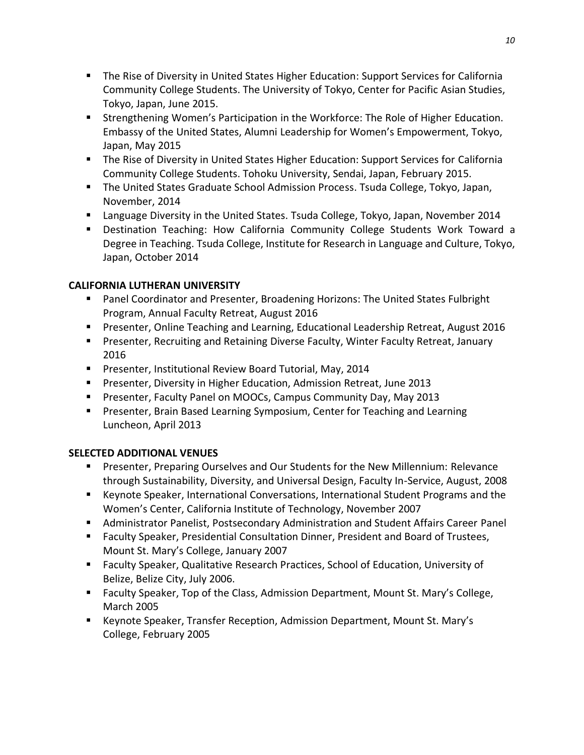- The Rise of Diversity in United States Higher Education: Support Services for California Community College Students. The University of Tokyo, Center for Pacific Asian Studies, Tokyo, Japan, June 2015.
- Strengthening Women's Participation in the Workforce: The Role of Higher Education. Embassy of the United States, Alumni Leadership for Women's Empowerment, Tokyo, Japan, May 2015
- The Rise of Diversity in United States Higher Education: Support Services for California Community College Students. Tohoku University, Sendai, Japan, February 2015.
- The United States Graduate School Admission Process. Tsuda College, Tokyo, Japan, November, 2014
- Language Diversity in the United States. Tsuda College, Tokyo, Japan, November 2014
- Destination Teaching: How California Community College Students Work Toward a Degree in Teaching. Tsuda College, Institute for Research in Language and Culture, Tokyo, Japan, October 2014

**CALIFORNIA LUTHERAN UNIVERSITY**

- Panel Coordinator and Presenter, Broadening Horizons: The United States Fulbright Program, Annual Faculty Retreat, August 2016
- Presenter, Online Teaching and Learning, Educational Leadership Retreat, August 2016
- Presenter, Recruiting and Retaining Diverse Faculty, Winter Faculty Retreat, January 2016
- Presenter, Institutional Review Board Tutorial, May, 2014
- Presenter, Diversity in Higher Education, Admission Retreat, June 2013
- Presenter, Faculty Panel on MOOCs, Campus Community Day, May 2013
- Presenter, Brain Based Learning Symposium, Center for Teaching and Learning Luncheon, April 2013

**SELECTED ADDITIONAL VENUES**

- Presenter, Preparing Ourselves and Our Students for the New Millennium: Relevance through Sustainability, Diversity, and Universal Design, Faculty In-Service, August, 2008
- Keynote Speaker, International Conversations, International Student Programs and the Women's Center, California Institute of Technology, November 2007
- Administrator Panelist, Postsecondary Administration and Student Affairs Career Panel
- Faculty Speaker, Presidential Consultation Dinner, President and Board of Trustees, Mount St. Mary's College, January 2007
- Faculty Speaker, Qualitative Research Practices, School of Education, University of Belize, Belize City, July 2006.
- Faculty Speaker, Top of the Class, Admission Department, Mount St. Mary's College, March 2005
- Keynote Speaker, Transfer Reception, Admission Department, Mount St. Mary's College, February 2005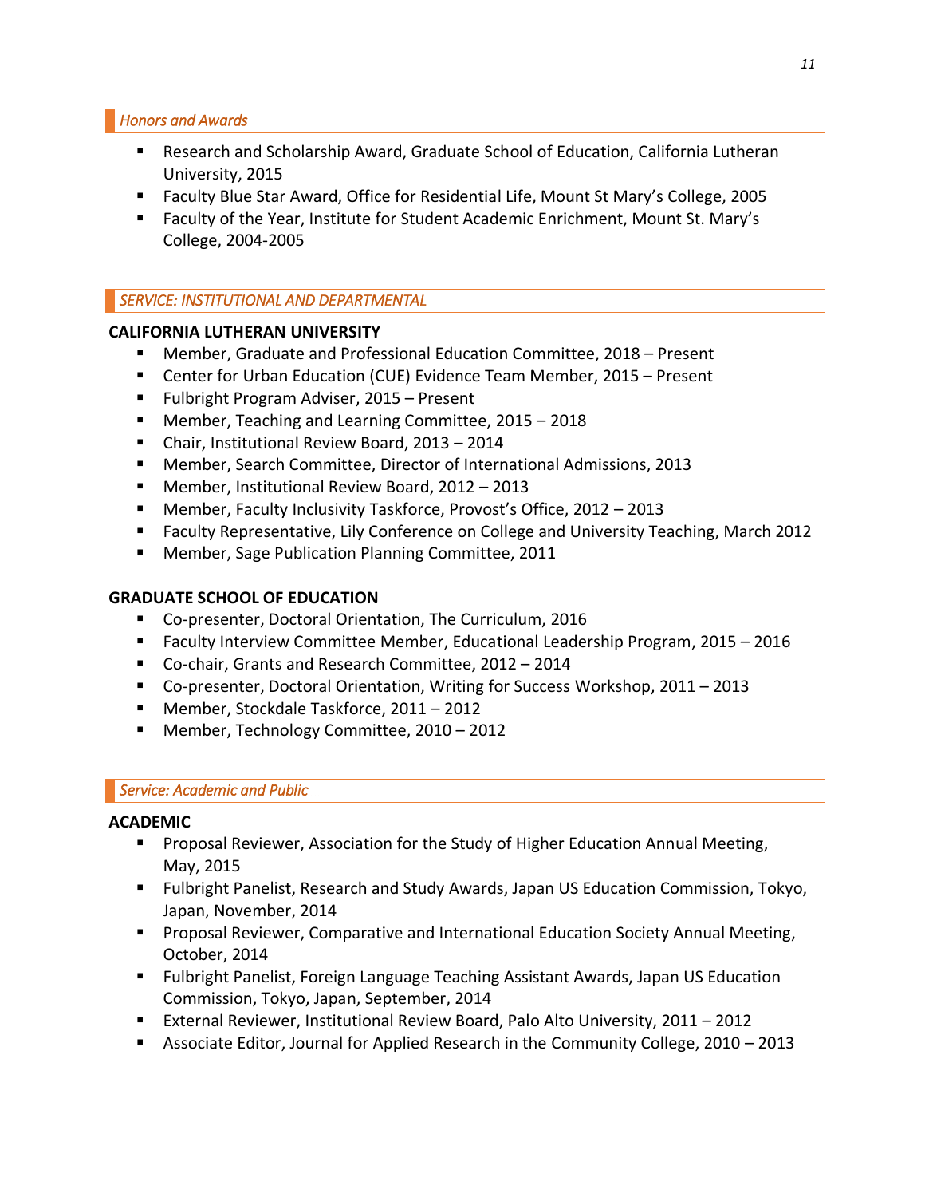## *Honors and Awards*

- Research and Scholarship Award, Graduate School of Education, California Lutheran University, 2015
- Faculty Blue Star Award, Office for Residential Life, Mount St Mary's College, 2005
- Faculty of the Year, Institute for Student Academic Enrichment, Mount St. Mary's College, 2004-2005

## *SERVICE: INSTITUTIONAL AND DEPARTMENTAL*

### CALIFORNIA LUTHERAN UNIVERSITY

- Member, Graduate and Professional Education Committee, 2018 – Present
- Center for Urban Education (CUE) Evidence Team Member, 2015 – Present
- Fulbright Program Adviser, 2015 – Present
- Member, Teaching and Learning Committee, 2015 – 2018
- Chair, Institutional Review Board, 2013 – 2014
- Member, Search Committee, Director of International Admissions, 2013
- Member, Institutional Review Board, 2012 – 2013
- Member, Faculty Inclusivity Taskforce, Provost's Office, 2012 – 2013
- Faculty Representative, Lily Conference on College and University Teaching, March 2012
- Member, Sage Publication Planning Committee, 2011

### GRADUATE SCHOOL OF EDUCATION

- Co-presenter, Doctoral Orientation, The Curriculum, 2016
- Faculty Interview Committee Member, Educational Leadership Program, 2015 – 2016
- Co-chair, Grants and Research Committee, 2012 – 2014
- Co-presenter, Doctoral Orientation, Writing for Success Workshop, 2011 – 2013
- Member, Stockdale Taskforce, 2011 – 2012
- Member, Technology Committee, 2010 – 2012

## *Service: Academic and Public*

### ACADEMIC

- Proposal Reviewer, Association for the Study of Higher Education Annual Meeting, May, 2015
- Fulbright Panelist, Research and Study Awards, Japan US Education Commission, Tokyo, Japan, November, 2014
- Proposal Reviewer, Comparative and International Education Society Annual Meeting, October, 2014
- Fulbright Panelist, Foreign Language Teaching Assistant Awards, Japan US Education Commission, Tokyo, Japan, September, 2014
- External Reviewer, Institutional Review Board, Palo Alto University, 2011 – 2012
- Associate Editor, Journal for Applied Research in the Community College, 2010 – 2013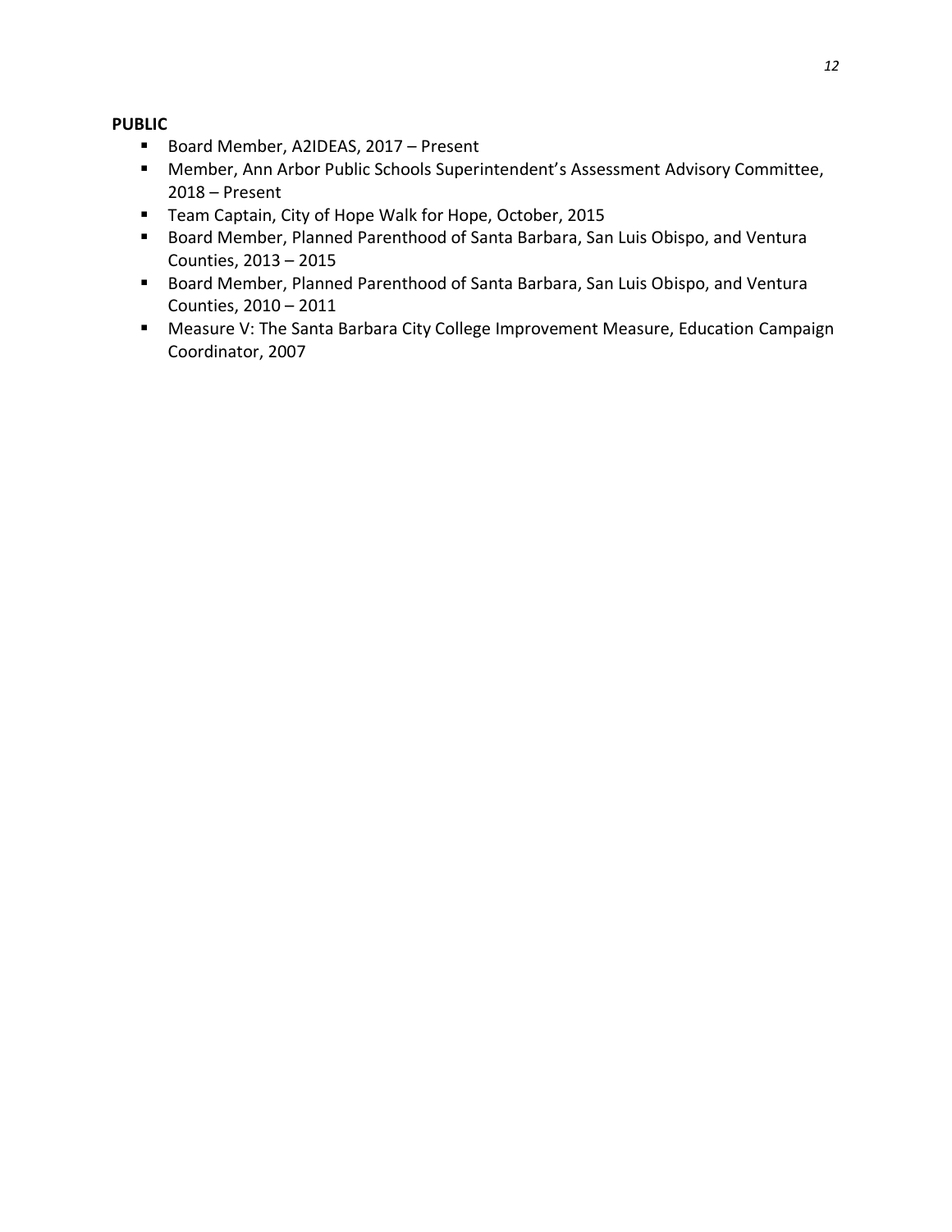**PUBLIC**

- Board Member, A2IDEAS, 2017 – Present
- Member, Ann Arbor Public Schools Superintendent's Assessment Advisory Committee, 2018 – Present
- Team Captain, City of Hope Walk for Hope, October, 2015
- Board Member, Planned Parenthood of Santa Barbara, San Luis Obispo, and Ventura Counties, 2013 – 2015
- Board Member, Planned Parenthood of Santa Barbara, San Luis Obispo, and Ventura Counties, 2010 – 2011
- Measure V: The Santa Barbara City College Improvement Measure, Education Campaign Coordinator, 2007